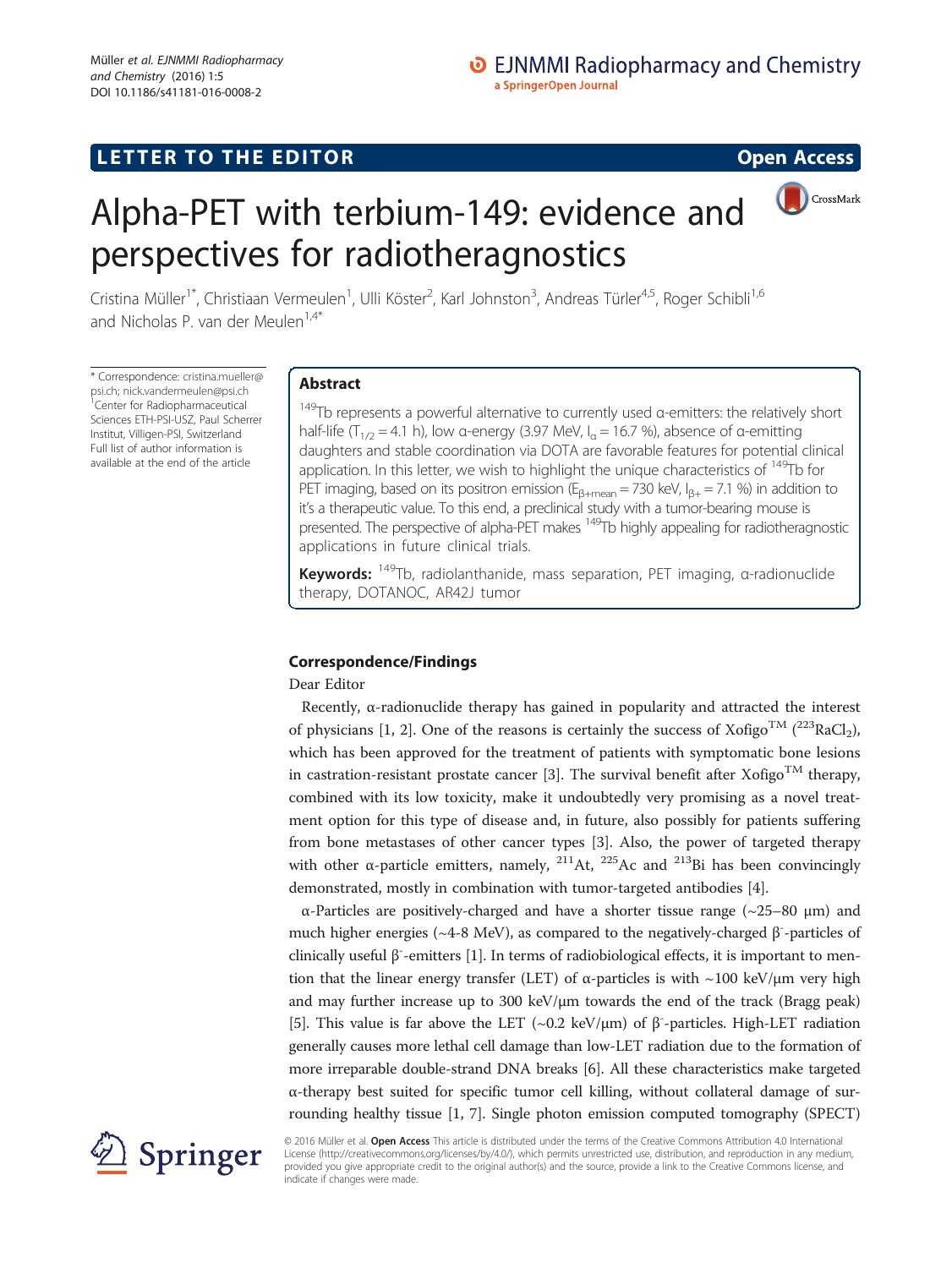LETTER TO THE EDITOR Open Access

# Alpha-PET with terbium-149: evidence and perspectives for radiotheragnostics

Cristina Müller[1*], Christiaan Vermeulen[1], Ulli Köster[2], Karl Johnston[3], Andreas Türler[4,5], Roger Schibli[1,6] and Nicholas P. van der Meulen[1,4*]

\* Correspondence: cristina.mueller@psi.ch; nick.vandermeulen@psi.ch
[1] Center for Radiopharmaceutical Sciences ETH-PSI-USZ, Paul Scherrer Institut, Villigen-PSI, Switzerland
Full list of author information is available at the end of the article

## Abstract

$^{149}$Tb represents a powerful alternative to currently used α-emitters: the relatively short half-life ($T_{1/2}$ = 4.1 h), low α-energy (3.97 MeV, $I_\alpha$ = 16.7 %), absence of α-emitting daughters and stable coordination via DOTA are favorable features for potential clinical application. In this letter, we wish to highlight the unique characteristics of $^{149}$Tb for PET imaging, based on its positron emission ($E_{\beta+mean}$ = 730 keV, $I_{\beta+}$ = 7.1 %) in addition to it's a therapeutic value. To this end, a preclinical study with a tumor-bearing mouse is presented. The perspective of alpha-PET makes $^{149}$Tb highly appealing for radiotheragnostic applications in future clinical trials.

**Keywords:** $^{149}$Tb, radiolanthanide, mass separation, PET imaging, α-radionuclide therapy, DOTANOC, AR42J tumor

## Correspondence/Findings

Dear Editor

Recently, α-radionuclide therapy has gained in popularity and attracted the interest of physicians [1, 2]. One of the reasons is certainly the success of Xofigo™ ($^{223}RaCl_2$), which has been approved for the treatment of patients with symptomatic bone lesions in castration-resistant prostate cancer [3]. The survival benefit after Xofigo™ therapy, combined with its low toxicity, make it undoubtedly very promising as a novel treatment option for this type of disease and, in future, also possibly for patients suffering from bone metastases of other cancer types [3]. Also, the power of targeted therapy with other α-particle emitters, namely, $^{211}$At, $^{225}$Ac and $^{213}$Bi has been convincingly demonstrated, mostly in combination with tumor-targeted antibodies [4].

α-Particles are positively-charged and have a shorter tissue range (~25–80 μm) and much higher energies (~4-8 MeV), as compared to the negatively-charged β⁻-particles of clinically useful β⁻-emitters [1]. In terms of radiobiological effects, it is important to mention that the linear energy transfer (LET) of α-particles is with ~100 keV/μm very high and may further increase up to 300 keV/μm towards the end of the track (Bragg peak) [5]. This value is far above the LET (~0.2 keV/μm) of β⁻-particles. High-LET radiation generally causes more lethal cell damage than low-LET radiation due to the formation of more irreparable double-strand DNA breaks [6]. All these characteristics make targeted α-therapy best suited for specific tumor cell killing, without collateral damage of surrounding healthy tissue [1, 7]. Single photon emission computed tomography (SPECT)

© 2016 Müller et al. **Open Access** This article is distributed under the terms of the Creative Commons Attribution 4.0 International License (http://creativecommons.org/licenses/by/4.0/), which permits unrestricted use, distribution, and reproduction in any medium, provided you give appropriate credit to the original author(s) and the source, provide a link to the Creative Commons license, and indicate if changes were made.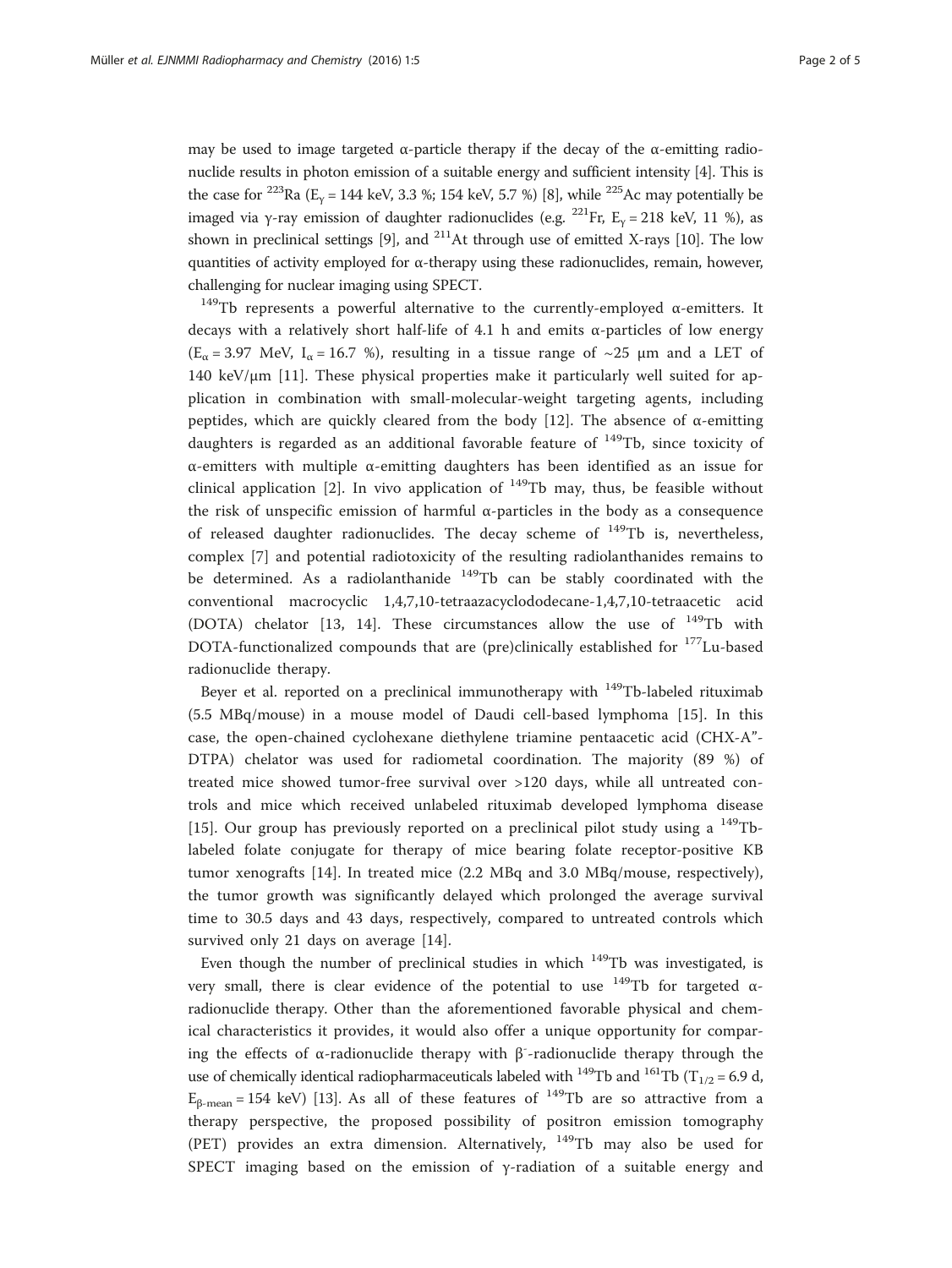may be used to image targeted α-particle therapy if the decay of the α-emitting radionuclide results in photon emission of a suitable energy and sufficient intensity [4]. This is the case for $^{223}$Ra ($E_γ$ = 144 keV, 3.3 %; 154 keV, 5.7 %) [8], while $^{225}$Ac may potentially be imaged via γ-ray emission of daughter radionuclides (e.g. $^{221}$Fr, $E_γ$ = 218 keV, 11 %), as shown in preclinical settings [9], and $^{211}$At through use of emitted X-rays [10]. The low quantities of activity employed for α-therapy using these radionuclides, remain, however, challenging for nuclear imaging using SPECT.

$^{149}$Tb represents a powerful alternative to the currently-employed α-emitters. It decays with a relatively short half-life of 4.1 h and emits α-particles of low energy ($E_α$ = 3.97 MeV, $I_α$ = 16.7 %), resulting in a tissue range of ~25 μm and a LET of 140 keV/μm [11]. These physical properties make it particularly well suited for application in combination with small-molecular-weight targeting agents, including peptides, which are quickly cleared from the body [12]. The absence of α-emitting daughters is regarded as an additional favorable feature of $^{149}$Tb, since toxicity of α-emitters with multiple α-emitting daughters has been identified as an issue for clinical application [2]. In vivo application of $^{149}$Tb may, thus, be feasible without the risk of unspecific emission of harmful α-particles in the body as a consequence of released daughter radionuclides. The decay scheme of $^{149}$Tb is, nevertheless, complex [7] and potential radiotoxicity of the resulting radiolanthanides remains to be determined. As a radiolanthanide $^{149}$Tb can be stably coordinated with the conventional macrocyclic 1,4,7,10-tetraazacyclododecane-1,4,7,10-tetraacetic acid (DOTA) chelator [13, 14]. These circumstances allow the use of $^{149}$Tb with DOTA-functionalized compounds that are (pre)clinically established for $^{177}$Lu-based radionuclide therapy.

Beyer et al. reported on a preclinical immunotherapy with $^{149}$Tb-labeled rituximab (5.5 MBq/mouse) in a mouse model of Daudi cell-based lymphoma [15]. In this case, the open-chained cyclohexane diethylene triamine pentaacetic acid (CHX-A"-DTPA) chelator was used for radiometal coordination. The majority (89 %) of treated mice showed tumor-free survival over >120 days, while all untreated controls and mice which received unlabeled rituximab developed lymphoma disease [15]. Our group has previously reported on a preclinical pilot study using a $^{149}$Tb-labeled folate conjugate for therapy of mice bearing folate receptor-positive KB tumor xenografts [14]. In treated mice (2.2 MBq and 3.0 MBq/mouse, respectively), the tumor growth was significantly delayed which prolonged the average survival time to 30.5 days and 43 days, respectively, compared to untreated controls which survived only 21 days on average [14].

Even though the number of preclinical studies in which $^{149}$Tb was investigated, is very small, there is clear evidence of the potential to use $^{149}$Tb for targeted α-radionuclide therapy. Other than the aforementioned favorable physical and chemical characteristics it provides, it would also offer a unique opportunity for comparing the effects of α-radionuclide therapy with $β^-$-radionuclide therapy through the use of chemically identical radiopharmaceuticals labeled with $^{149}$Tb and $^{161}$Tb ($T_{1/2}$ = 6.9 d, $E_{β\text{-mean}}$ = 154 keV) [13]. As all of these features of $^{149}$Tb are so attractive from a therapy perspective, the proposed possibility of positron emission tomography (PET) provides an extra dimension. Alternatively, $^{149}$Tb may also be used for SPECT imaging based on the emission of γ-radiation of a suitable energy and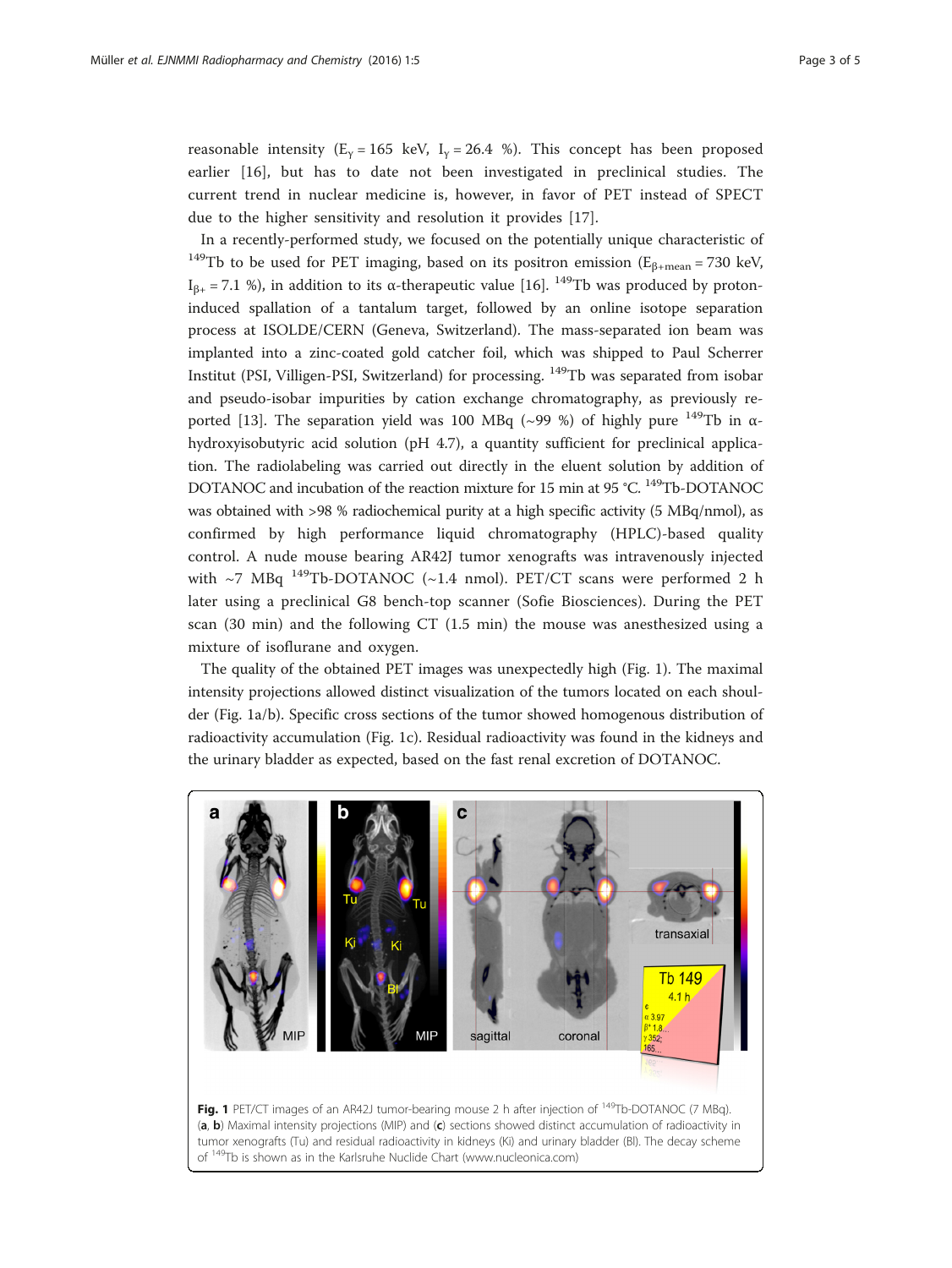reasonable intensity ($E_γ = 165$ keV, $I_γ = 26.4$ %). This concept has been proposed earlier [16], but has to date not been investigated in preclinical studies. The current trend in nuclear medicine is, however, in favor of PET instead of SPECT due to the higher sensitivity and resolution it provides [17].

In a recently-performed study, we focused on the potentially unique characteristic of $^{149}$Tb to be used for PET imaging, based on its positron emission ($E_{β+mean} = 730$ keV, $I_{β+} = 7.1$ %), in addition to its α-therapeutic value [16]. $^{149}$Tb was produced by proton-induced spallation of a tantalum target, followed by an online isotope separation process at ISOLDE/CERN (Geneva, Switzerland). The mass-separated ion beam was implanted into a zinc-coated gold catcher foil, which was shipped to Paul Scherrer Institut (PSI, Villigen-PSI, Switzerland) for processing. $^{149}$Tb was separated from isobar and pseudo-isobar impurities by cation exchange chromatography, as previously reported [13]. The separation yield was 100 MBq (~99 %) of highly pure $^{149}$Tb in α-hydroxyisobutyric acid solution (pH 4.7), a quantity sufficient for preclinical application. The radiolabeling was carried out directly in the eluent solution by addition of DOTANOC and incubation of the reaction mixture for 15 min at 95 °C. $^{149}$Tb-DOTANOC was obtained with >98 % radiochemical purity at a high specific activity (5 MBq/nmol), as confirmed by high performance liquid chromatography (HPLC)-based quality control. A nude mouse bearing AR42J tumor xenografts was intravenously injected with ~7 MBq $^{149}$Tb-DOTANOC (~1.4 nmol). PET/CT scans were performed 2 h later using a preclinical G8 bench-top scanner (Sofie Biosciences). During the PET scan (30 min) and the following CT (1.5 min) the mouse was anesthesized using a mixture of isoflurane and oxygen.

The quality of the obtained PET images was unexpectedly high (Fig. 1). The maximal intensity projections allowed distinct visualization of the tumors located on each shoulder (Fig. 1a/b). Specific cross sections of the tumor showed homogenous distribution of radioactivity accumulation (Fig. 1c). Residual radioactivity was found in the kidneys and the urinary bladder as expected, based on the fast renal excretion of DOTANOC.

**Fig. 1** PET/CT images of an AR42J tumor-bearing mouse 2 h after injection of $^{149}$Tb-DOTANOC (7 MBq). (**a**, **b**) Maximal intensity projections (MIP) and (**c**) sections showed distinct accumulation of radioactivity in tumor xenografts (Tu) and residual radioactivity in kidneys (Ki) and urinary bladder (Bl). The decay scheme of $^{149}$Tb is shown as in the Karlsruhe Nuclide Chart (www.nucleonica.com)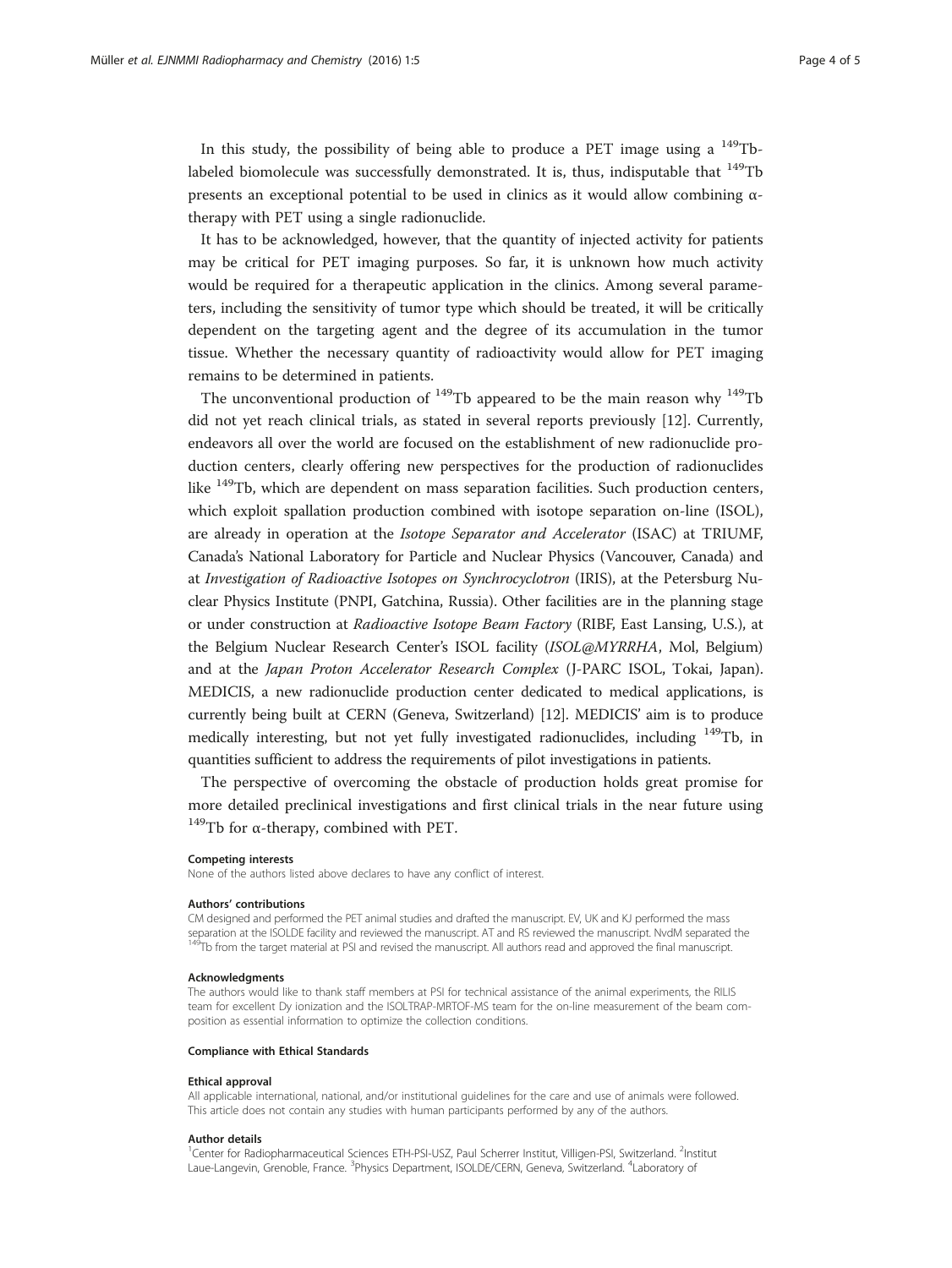In this study, the possibility of being able to produce a PET image using a $^{149}$Tb-labeled biomolecule was successfully demonstrated. It is, thus, indisputable that $^{149}$Tb presents an exceptional potential to be used in clinics as it would allow combining α-therapy with PET using a single radionuclide.

It has to be acknowledged, however, that the quantity of injected activity for patients may be critical for PET imaging purposes. So far, it is unknown how much activity would be required for a therapeutic application in the clinics. Among several parameters, including the sensitivity of tumor type which should be treated, it will be critically dependent on the targeting agent and the degree of its accumulation in the tumor tissue. Whether the necessary quantity of radioactivity would allow for PET imaging remains to be determined in patients.

The unconventional production of $^{149}$Tb appeared to be the main reason why $^{149}$Tb did not yet reach clinical trials, as stated in several reports previously [12]. Currently, endeavors all over the world are focused on the establishment of new radionuclide production centers, clearly offering new perspectives for the production of radionuclides like $^{149}$Tb, which are dependent on mass separation facilities. Such production centers, which exploit spallation production combined with isotope separation on-line (ISOL), are already in operation at the *Isotope Separator and Accelerator* (ISAC) at TRIUMF, Canada's National Laboratory for Particle and Nuclear Physics (Vancouver, Canada) and at *Investigation of Radioactive Isotopes on Synchrocyclotron* (IRIS), at the Petersburg Nuclear Physics Institute (PNPI, Gatchina, Russia). Other facilities are in the planning stage or under construction at *Radioactive Isotope Beam Factory* (RIBF, East Lansing, U.S.), at the Belgium Nuclear Research Center's ISOL facility (*ISOL@MYRRHA*, Mol, Belgium) and at the *Japan Proton Accelerator Research Complex* (J-PARC ISOL, Tokai, Japan). MEDICIS, a new radionuclide production center dedicated to medical applications, is currently being built at CERN (Geneva, Switzerland) [12]. MEDICIS' aim is to produce medically interesting, but not yet fully investigated radionuclides, including $^{149}$Tb, in quantities sufficient to address the requirements of pilot investigations in patients.

The perspective of overcoming the obstacle of production holds great promise for more detailed preclinical investigations and first clinical trials in the near future using $^{149}$Tb for α-therapy, combined with PET.

#### Competing interests
None of the authors listed above declares to have any conflict of interest.

#### Authors' contributions
CM designed and performed the PET animal studies and drafted the manuscript. EV, UK and KJ performed the mass separation at the ISOLDE facility and reviewed the manuscript. AT and RS reviewed the manuscript. NvdM separated the $^{149}$Tb from the target material at PSI and revised the manuscript. All authors read and approved the final manuscript.

#### Acknowledgments
The authors would like to thank staff members at PSI for technical assistance of the animal experiments, the RILIS team for excellent Dy ionization and the ISOLTRAP-MRTOF-MS team for the on-line measurement of the beam composition as essential information to optimize the collection conditions.

#### Compliance with Ethical Standards

#### Ethical approval
All applicable international, national, and/or institutional guidelines for the care and use of animals were followed. This article does not contain any studies with human participants performed by any of the authors.

#### Author details
[1]Center for Radiopharmaceutical Sciences ETH-PSI-USZ, Paul Scherrer Institut, Villigen-PSI, Switzerland. [2]Institut Laue-Langevin, Grenoble, France. [3]Physics Department, ISOLDE/CERN, Geneva, Switzerland. [4]Laboratory of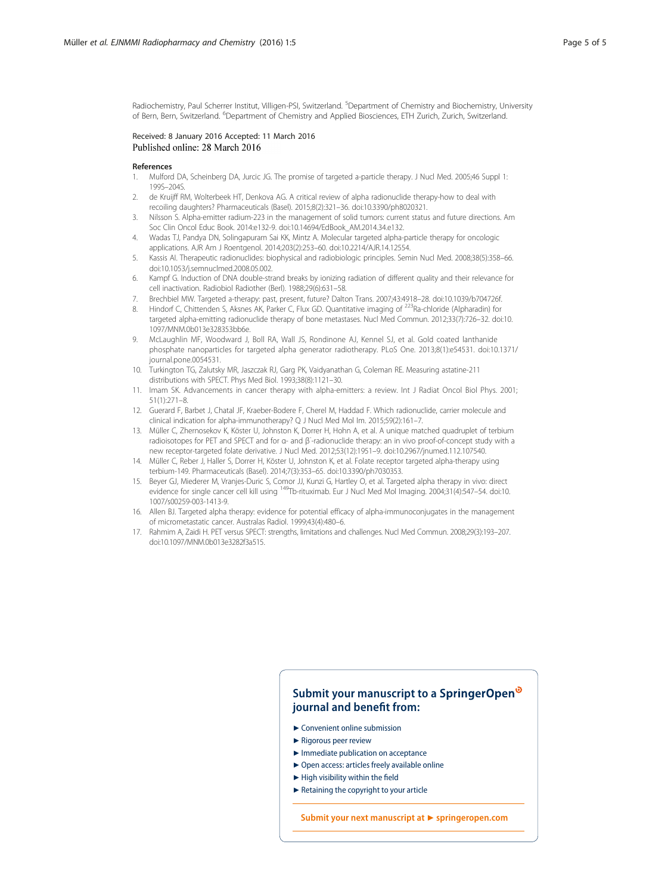Radiochemistry, Paul Scherrer Institut, Villigen-PSI, Switzerland. [5]Department of Chemistry and Biochemistry, University of Bern, Bern, Switzerland. [6]Department of Chemistry and Applied Biosciences, ETH Zurich, Zurich, Switzerland.

Received: 8 January 2016 Accepted: 11 March 2016
Published online: 28 March 2016

### References

1. Mulford DA, Scheinberg DA, Jurcic JG. The promise of targeted a-particle therapy. J Nucl Med. 2005;46 Suppl 1: 199S–204S.
2. de Kruijff RM, Wolterbeek HT, Denkova AG. A critical review of alpha radionuclide therapy-how to deal with recoiling daughters? Pharmaceuticals (Basel). 2015;8(2):321–36. doi:10.3390/ph8020321.
3. Nilsson S. Alpha-emitter radium-223 in the management of solid tumors: current status and future directions. Am Soc Clin Oncol Educ Book. 2014:e132-9. doi:10.14694/EdBook_AM.2014.34.e132.
4. Wadas TJ, Pandya DN, Solingapuram Sai KK, Mintz A. Molecular targeted alpha-particle therapy for oncologic applications. AJR Am J Roentgenol. 2014;203(2):253–60. doi:10.2214/AJR.14.12554.
5. Kassis AI. Therapeutic radionuclides: biophysical and radiobiologic principles. Semin Nucl Med. 2008;38(5):358–66. doi:10.1053/j.semnuclmed.2008.05.002.
6. Kampf G. Induction of DNA double-strand breaks by ionizing radiation of different quality and their relevance for cell inactivation. Radiobiol Radiother (Berl). 1988;29(6):631–58.
7. Brechbiel MW. Targeted a-therapy: past, present, future? Dalton Trans. 2007;43:4918–28. doi:10.1039/b704726f.
8. Hindorf C, Chittenden S, Aksnes AK, Parker C, Flux GD. Quantitative imaging of $^{223}$Ra-chloride (Alpharadin) for targeted alpha-emitting radionuclide therapy of bone metastases. Nucl Med Commun. 2012;33(7):726–32. doi:10.1097/MNM.0b013e328353bb6e.
9. McLaughlin MF, Woodward J, Boll RA, Wall JS, Rondinone AJ, Kennel SJ, et al. Gold coated lanthanide phosphate nanoparticles for targeted alpha generator radiotherapy. PLoS One. 2013;8(1):e54531. doi:10.1371/journal.pone.0054531.
10. Turkington TG, Zalutsky MR, Jaszczak RJ, Garg PK, Vaidyanathan G, Coleman RE. Measuring astatine-211 distributions with SPECT. Phys Med Biol. 1993;38(8):1121–30.
11. Imam SK. Advancements in cancer therapy with alpha-emitters: a review. Int J Radiat Oncol Biol Phys. 2001; 51(1):271–8.
12. Guerard F, Barbet J, Chatal JF, Kraeber-Bodere F, Cherel M, Haddad F. Which radionuclide, carrier molecule and clinical indication for alpha-immunotherapy? Q J Nucl Med Mol Im. 2015;59(2):161–7.
13. Müller C, Zhernosekov K, Köster U, Johnston K, Dorrer H, Hohn A, et al. A unique matched quadruplet of terbium radioisotopes for PET and SPECT and for α- and $\beta^-$-radionuclide therapy: an in vivo proof-of-concept study with a new receptor-targeted folate derivative. J Nucl Med. 2012;53(12):1951–9. doi:10.2967/jnumed.112.107540.
14. Müller C, Reber J, Haller S, Dorrer H, Köster U, Johnston K, et al. Folate receptor targeted alpha-therapy using terbium-149. Pharmaceuticals (Basel). 2014;7(3):353–65. doi:10.3390/ph7030353.
15. Beyer GJ, Miederer M, Vranjes-Duric S, Comor JJ, Kunzi G, Hartley O, et al. Targeted alpha therapy in vivo: direct evidence for single cancer cell kill using $^{149}$Tb-rituximab. Eur J Nucl Med Mol Imaging. 2004;31(4):547–54. doi:10.1007/s00259-003-1413-9.
16. Allen BJ. Targeted alpha therapy: evidence for potential efficacy of alpha-immunoconjugates in the management of micrometastatic cancer. Australas Radiol. 1999;43(4):480–6.
17. Rahmim A, Zaidi H. PET versus SPECT: strengths, limitations and challenges. Nucl Med Commun. 2008;29(3):193–207. doi:10.1097/MNM.0b013e3282f3a515.

**Submit your manuscript to a SpringerOpen journal and benefit from:**

- ► Convenient online submission
- ► Rigorous peer review
- ► Immediate publication on acceptance
- ► Open access: articles freely available online
- ► High visibility within the field
- ► Retaining the copyright to your article

**Submit your next manuscript at ► springeropen.com**